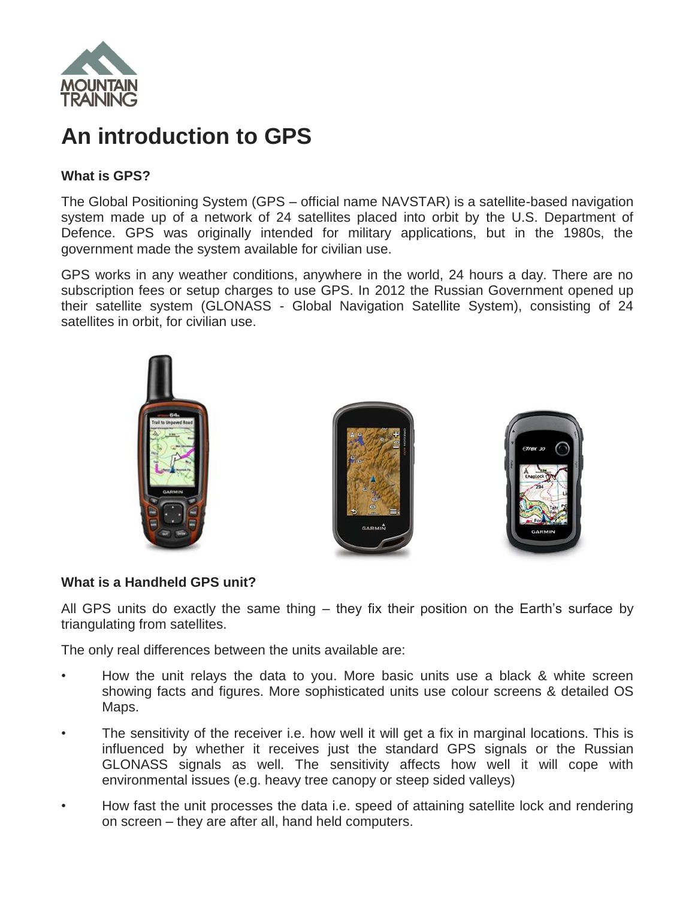# An introduction to GPS

### What is GPS?

The Global Positioning System (GPS – official name NAVSTAR) is a satellite-based navigation system made up of a network of 24 satellites placed into orbit by the U.S. Department of Defence. GPS was originally intended for military applications, but in the 1980s, the government made the system available for civilian use.

GPS works in any weather conditions, anywhere in the world, 24 hours a day. There are no subscription fees or setup charges to use GPS. In 2012 the Russian Government opened up their satellite system (GLONASS - Global Navigation Satellite System), consisting of 24 satellites in orbit, for civilian use.

### What is a Handheld GPS unit?

All GPS units do exactly the same thing – they fix their position on the Earth's surface by triangulating from satellites.

The only real differences between the units available are:

- How the unit relays the data to you. More basic units use a black & white screen showing facts and figures. More sophisticated units use colour screens & detailed OS Maps.
- The sensitivity of the receiver i.e. how well it will get a fix in marginal locations. This is influenced by whether it receives just the standard GPS signals or the Russian GLONASS signals as well. The sensitivity affects how well it will cope with environmental issues (e.g. heavy tree canopy or steep sided valleys)
- How fast the unit processes the data i.e. speed of attaining satellite lock and rendering on screen – they are after all, hand held computers.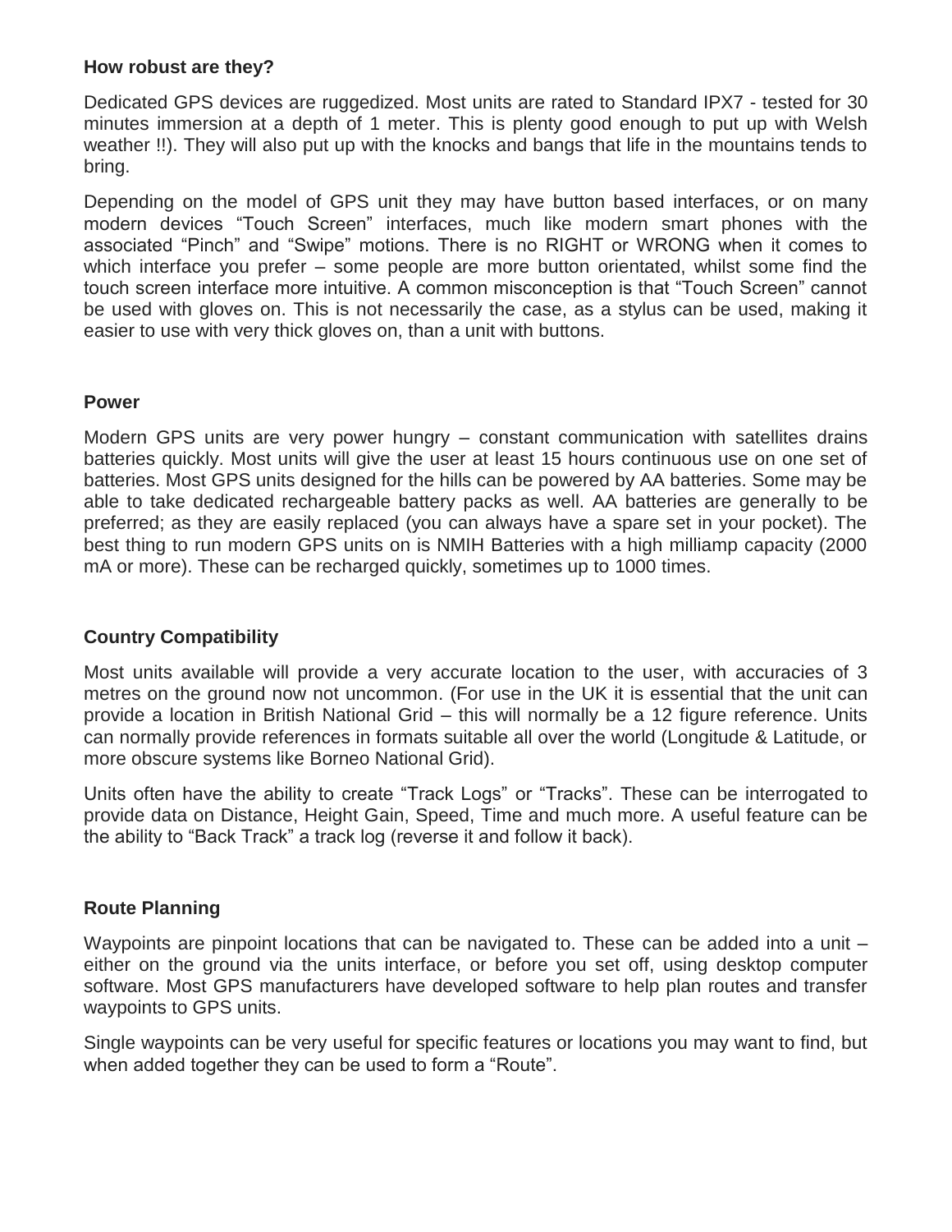**How robust are they?**

Dedicated GPS devices are ruggedized. Most units are rated to Standard IPX7 - tested for 30 minutes immersion at a depth of 1 meter. This is plenty good enough to put up with Welsh weather !!). They will also put up with the knocks and bangs that life in the mountains tends to bring.

Depending on the model of GPS unit they may have button based interfaces, or on many modern devices "Touch Screen" interfaces, much like modern smart phones with the associated "Pinch" and "Swipe" motions. There is no RIGHT or WRONG when it comes to which interface you prefer – some people are more button orientated, whilst some find the touch screen interface more intuitive. A common misconception is that "Touch Screen" cannot be used with gloves on. This is not necessarily the case, as a stylus can be used, making it easier to use with very thick gloves on, than a unit with buttons.

**Power**

Modern GPS units are very power hungry – constant communication with satellites drains batteries quickly. Most units will give the user at least 15 hours continuous use on one set of batteries. Most GPS units designed for the hills can be powered by AA batteries. Some may be able to take dedicated rechargeable battery packs as well. AA batteries are generally to be preferred; as they are easily replaced (you can always have a spare set in your pocket). The best thing to run modern GPS units on is NMIH Batteries with a high milliamp capacity (2000 mA or more). These can be recharged quickly, sometimes up to 1000 times.

**Country Compatibility**

Most units available will provide a very accurate location to the user, with accuracies of 3 metres on the ground now not uncommon. (For use in the UK it is essential that the unit can provide a location in British National Grid – this will normally be a 12 figure reference. Units can normally provide references in formats suitable all over the world (Longitude & Latitude, or more obscure systems like Borneo National Grid).

Units often have the ability to create "Track Logs" or "Tracks". These can be interrogated to provide data on Distance, Height Gain, Speed, Time and much more. A useful feature can be the ability to "Back Track" a track log (reverse it and follow it back).

**Route Planning**

Waypoints are pinpoint locations that can be navigated to. These can be added into a unit – either on the ground via the units interface, or before you set off, using desktop computer software. Most GPS manufacturers have developed software to help plan routes and transfer waypoints to GPS units.

Single waypoints can be very useful for specific features or locations you may want to find, but when added together they can be used to form a "Route".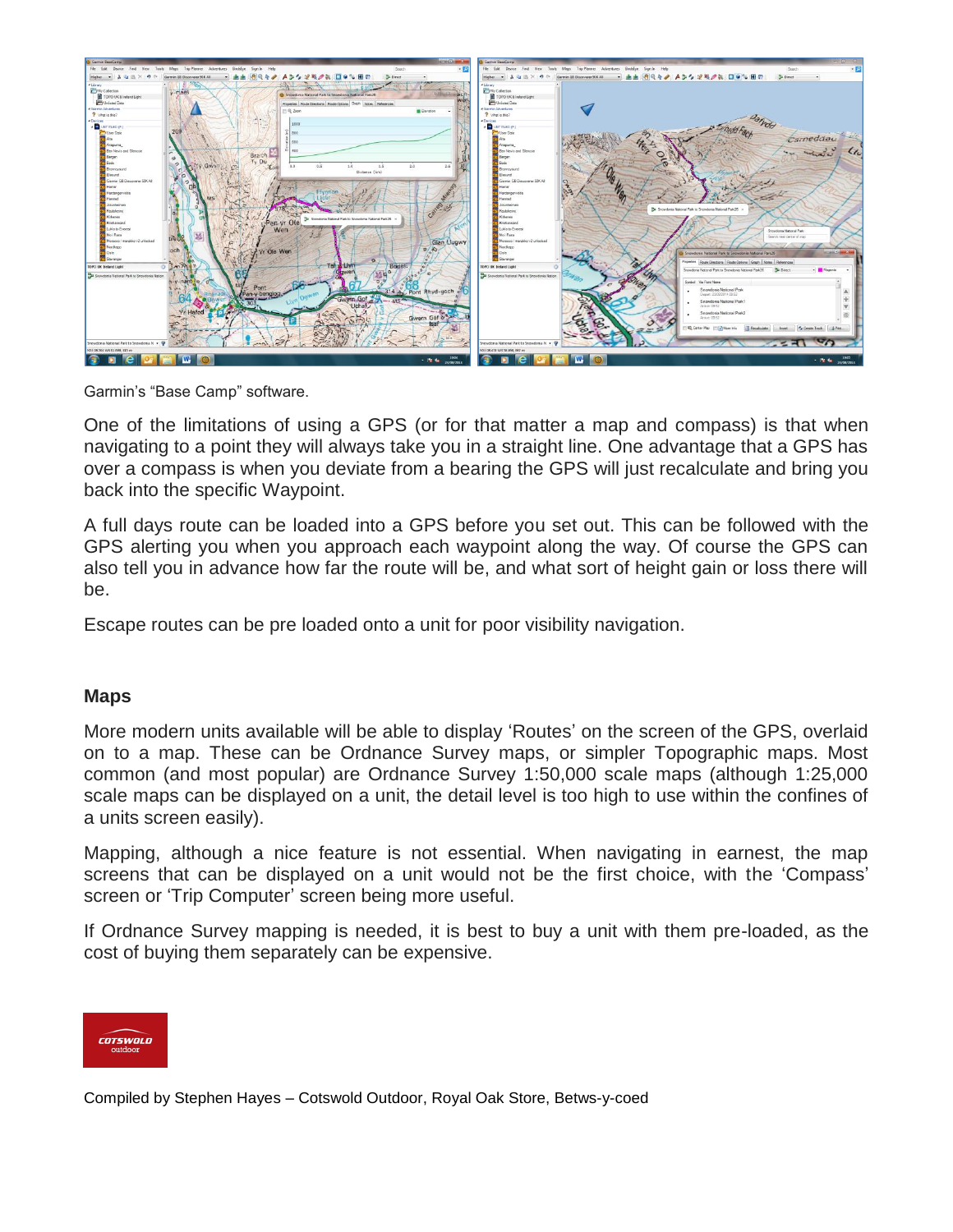Garmin's "Base Camp" software.

One of the limitations of using a GPS (or for that matter a map and compass) is that when navigating to a point they will always take you in a straight line. One advantage that a GPS has over a compass is when you deviate from a bearing the GPS will just recalculate and bring you back into the specific Waypoint.

A full days route can be loaded into a GPS before you set out. This can be followed with the GPS alerting you when you approach each waypoint along the way. Of course the GPS can also tell you in advance how far the route will be, and what sort of height gain or loss there will be.

Escape routes can be pre loaded onto a unit for poor visibility navigation.

## Maps

More modern units available will be able to display 'Routes' on the screen of the GPS, overlaid on to a map. These can be Ordnance Survey maps, or simpler Topographic maps. Most common (and most popular) are Ordnance Survey 1:50,000 scale maps (although 1:25,000 scale maps can be displayed on a unit, the detail level is too high to use within the confines of a units screen easily).

Mapping, although a nice feature is not essential. When navigating in earnest, the map screens that can be displayed on a unit would not be the first choice, with the 'Compass' screen or 'Trip Computer' screen being more useful.

If Ordnance Survey mapping is needed, it is best to buy a unit with them pre-loaded, as the cost of buying them separately can be expensive.

COTSWOLD outdoor

Compiled by Stephen Hayes – Cotswold Outdoor, Royal Oak Store, Betws-y-coed